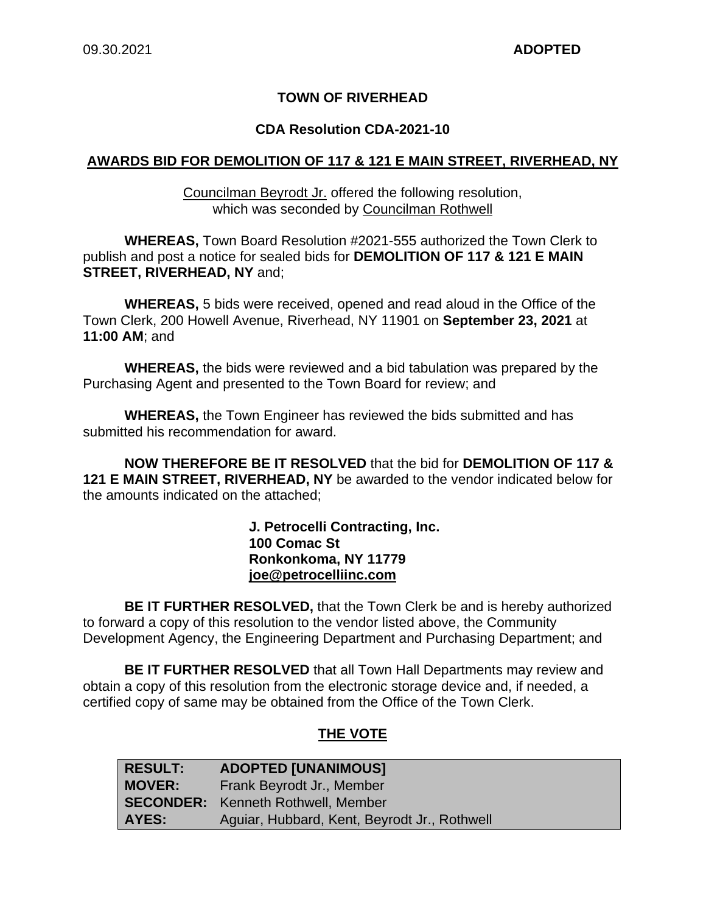09.30.2021 **ADOPTED**

# TOWN OF RIVERHEAD

## CDA Resolution CDA-2021-10

## AWARDS BID FOR DEMOLITION OF 117 & 121 E MAIN STREET, RIVERHEAD, NY

Councilman Beyrodt Jr. offered the following resolution, which was seconded by Councilman Rothwell

**WHEREAS,** Town Board Resolution #2021-555 authorized the Town Clerk to publish and post a notice for sealed bids for **DEMOLITION OF 117 & 121 E MAIN STREET, RIVERHEAD, NY** and;

**WHEREAS,** 5 bids were received, opened and read aloud in the Office of the Town Clerk, 200 Howell Avenue, Riverhead, NY 11901 on **September 23, 2021** at **11:00 AM**; and

**WHEREAS,** the bids were reviewed and a bid tabulation was prepared by the Purchasing Agent and presented to the Town Board for review; and

**WHEREAS,** the Town Engineer has reviewed the bids submitted and has submitted his recommendation for award.

**NOW THEREFORE BE IT RESOLVED** that the bid for **DEMOLITION OF 117 & 121 E MAIN STREET, RIVERHEAD, NY** be awarded to the vendor indicated below for the amounts indicated on the attached;

**J. Petrocelli Contracting, Inc.**
**100 Comac St**
**Ronkonkoma, NY 11779**
**joe@petrocelliinc.com**

**BE IT FURTHER RESOLVED,** that the Town Clerk be and is hereby authorized to forward a copy of this resolution to the vendor listed above, the Community Development Agency, the Engineering Department and Purchasing Department; and

**BE IT FURTHER RESOLVED** that all Town Hall Departments may review and obtain a copy of this resolution from the electronic storage device and, if needed, a certified copy of same may be obtained from the Office of the Town Clerk.

## THE VOTE

| | |
|---|---|
| **RESULT:** | **ADOPTED [UNANIMOUS]** |
| **MOVER:** | Frank Beyrodt Jr., Member |
| **SECONDER:** | Kenneth Rothwell, Member |
| **AYES:** | Aguiar, Hubbard, Kent, Beyrodt Jr., Rothwell |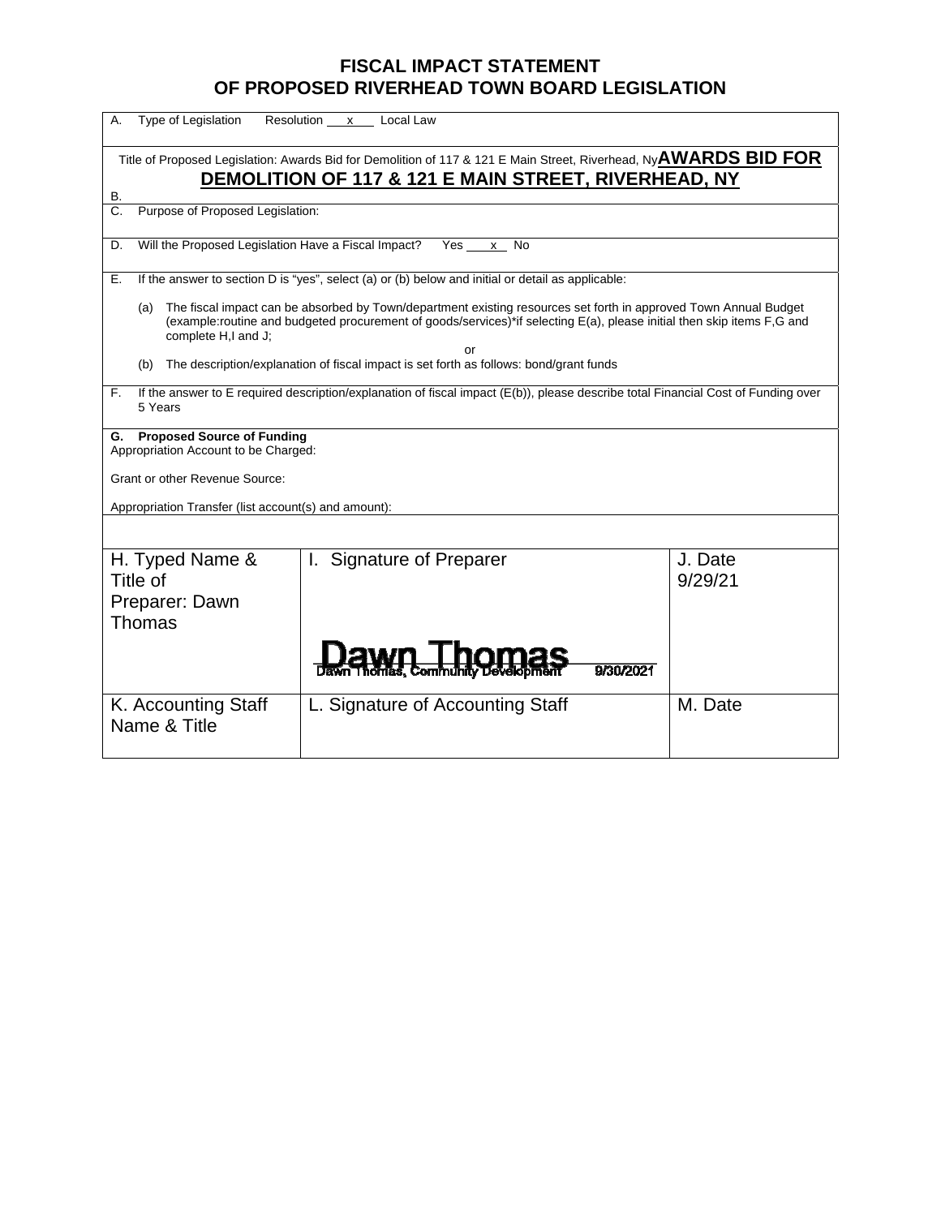# FISCAL IMPACT STATEMENT
# OF PROPOSED RIVERHEAD TOWN BOARD LEGISLATION

A. Type of Legislation Resolution \_\_x\_\_ Local Law

Title of Proposed Legislation: Awards Bid for Demolition of 117 & 121 E Main Street, Riverhead, Ny **AWARDS BID FOR DEMOLITION OF 117 & 121 E MAIN STREET, RIVERHEAD, NY**

B.

C. Purpose of Proposed Legislation:

D. Will the Proposed Legislation Have a Fiscal Impact? Yes \_\_x\_\_ No

E. If the answer to section D is "yes", select (a) or (b) below and initial or detail as applicable:

(a) The fiscal impact can be absorbed by Town/department existing resources set forth in approved Town Annual Budget (example:routine and budgeted procurement of goods/services)*if selecting E(a), please initial then skip items F,G and complete H,I and J;

or

(b) The description/explanation of fiscal impact is set forth as follows: bond/grant funds

F. If the answer to E required description/explanation of fiscal impact (E(b)), please describe total Financial Cost of Funding over 5 Years

**G. Proposed Source of Funding**

Appropriation Account to be Charged:

Grant or other Revenue Source:

Appropriation Transfer (list account(s) and amount):

| | | |
|---|---|---|
| H. Typed Name & Title of Preparer: Dawn Thomas | I. Signature of Preparer<br><br>Dawn Thomas<br>Dawn Thomas, Community Development 9/30/2021 | J. Date<br>9/29/21 |
| K. Accounting Staff Name & Title | L. Signature of Accounting Staff | M. Date |